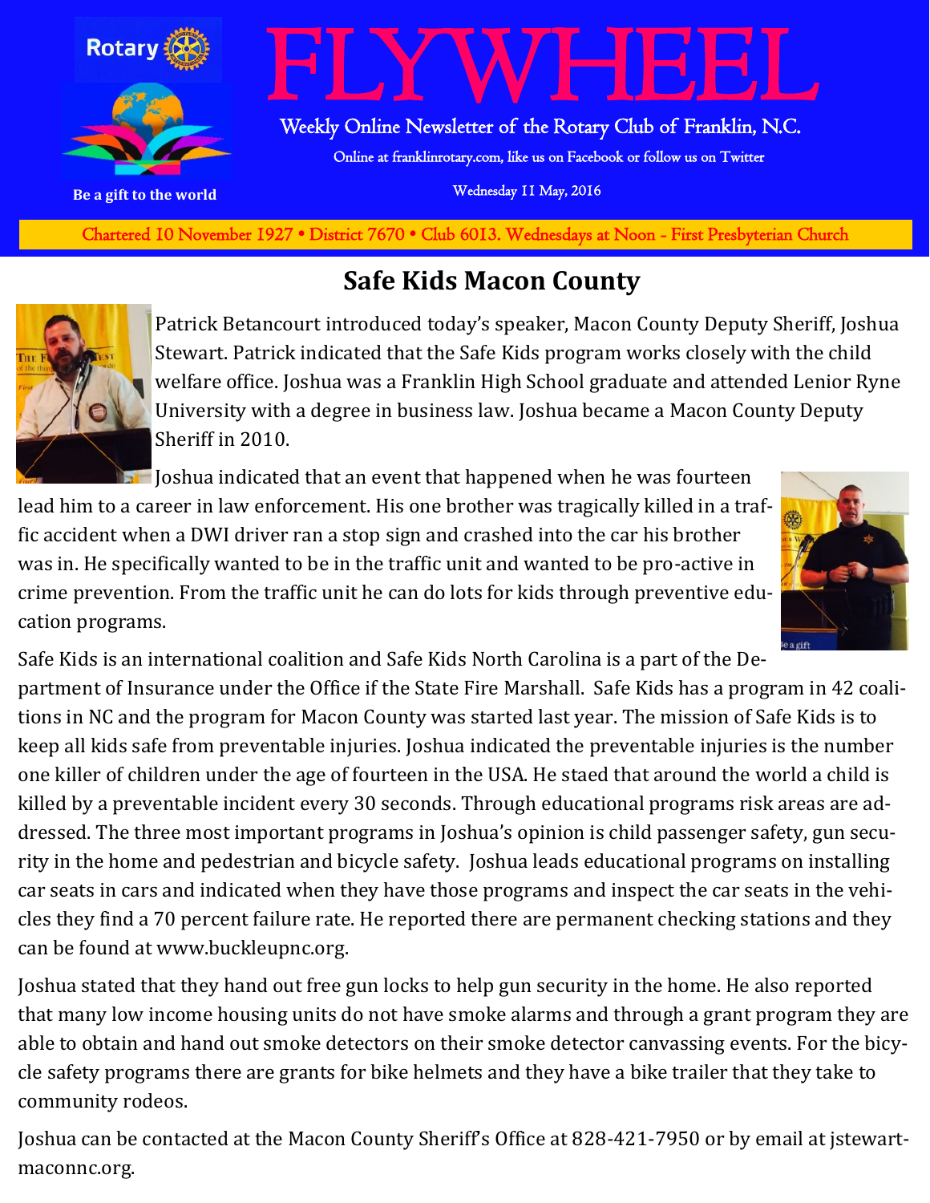# FLYWHEEL

Weekly Online Newsletter of the Rotary Club of Franklin, N.C.

Online at franklinrotary.com, like us on Facebook or follow us on Twitter

Wednesday 11 May, 2016

Be a gift to the world

Chartered 10 November 1927 • District 7670 • Club 6013. Wednesdays at Noon - First Presbyterian Church

## Safe Kids Macon County

Patrick Betancourt introduced today's speaker, Macon County Deputy Sheriff, Joshua Stewart. Patrick indicated that the Safe Kids program works closely with the child welfare office. Joshua was a Franklin High School graduate and attended Lenior Ryne University with a degree in business law. Joshua became a Macon County Deputy Sheriff in 2010.

Joshua indicated that an event that happened when he was fourteen lead him to a career in law enforcement. His one brother was tragically killed in a traffic accident when a DWI driver ran a stop sign and crashed into the car his brother was in. He specifically wanted to be in the traffic unit and wanted to be pro-active in crime prevention. From the traffic unit he can do lots for kids through preventive education programs.

Safe Kids is an international coalition and Safe Kids North Carolina is a part of the Department of Insurance under the Office if the State Fire Marshall. Safe Kids has a program in 42 coalitions in NC and the program for Macon County was started last year. The mission of Safe Kids is to keep all kids safe from preventable injuries. Joshua indicated the preventable injuries is the number one killer of children under the age of fourteen in the USA. He staed that around the world a child is killed by a preventable incident every 30 seconds. Through educational programs risk areas are addressed. The three most important programs in Joshua's opinion is child passenger safety, gun security in the home and pedestrian and bicycle safety. Joshua leads educational programs on installing car seats in cars and indicated when they have those programs and inspect the car seats in the vehicles they find a 70 percent failure rate. He reported there are permanent checking stations and they can be found at www.buckleupnc.org.

Joshua stated that they hand out free gun locks to help gun security in the home. He also reported that many low income housing units do not have smoke alarms and through a grant program they are able to obtain and hand out smoke detectors on their smoke detector canvassing events. For the bicycle safety programs there are grants for bike helmets and they have a bike trailer that they take to community rodeos.

Joshua can be contacted at the Macon County Sheriff's Office at 828-421-7950 or by email at jstewart-maconnc.org.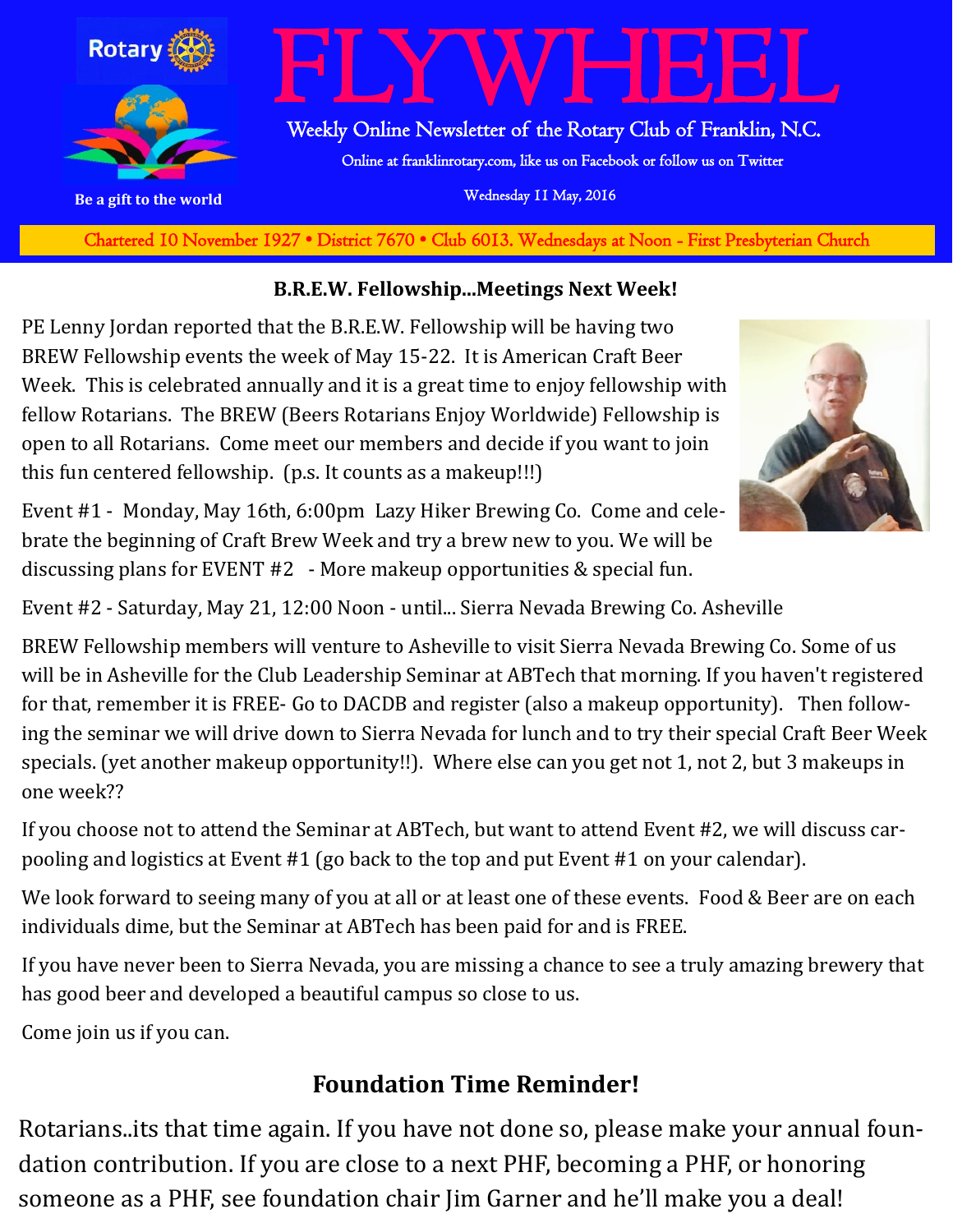# FLYWHEEL

Weekly Online Newsletter of the Rotary Club of Franklin, N.C.

Online at franklinrotary.com, like us on Facebook or follow us on Twitter

Wednesday 11 May, 2016

Be a gift to the world

Chartered 10 November 1927 • District 7670 • Club 6013. Wednesdays at Noon - First Presbyterian Church

## B.R.E.W. Fellowship...Meetings Next Week!

PE Lenny Jordan reported that the B.R.E.W. Fellowship will be having two BREW Fellowship events the week of May 15-22. It is American Craft Beer Week. This is celebrated annually and it is a great time to enjoy fellowship with fellow Rotarians. The BREW (Beers Rotarians Enjoy Worldwide) Fellowship is open to all Rotarians. Come meet our members and decide if you want to join this fun centered fellowship. (p.s. It counts as a makeup!!!)

Event #1 - Monday, May 16th, 6:00pm Lazy Hiker Brewing Co. Come and celebrate the beginning of Craft Brew Week and try a brew new to you. We will be discussing plans for EVENT #2 - More makeup opportunities & special fun.

Event #2 - Saturday, May 21, 12:00 Noon - until... Sierra Nevada Brewing Co. Asheville

BREW Fellowship members will venture to Asheville to visit Sierra Nevada Brewing Co. Some of us will be in Asheville for the Club Leadership Seminar at ABTech that morning. If you haven't registered for that, remember it is FREE- Go to DACDB and register (also a makeup opportunity). Then following the seminar we will drive down to Sierra Nevada for lunch and to try their special Craft Beer Week specials. (yet another makeup opportunity!!). Where else can you get not 1, not 2, but 3 makeups in one week??

If you choose not to attend the Seminar at ABTech, but want to attend Event #2, we will discuss carpooling and logistics at Event #1 (go back to the top and put Event #1 on your calendar).

We look forward to seeing many of you at all or at least one of these events. Food & Beer are on each individuals dime, but the Seminar at ABTech has been paid for and is FREE.

If you have never been to Sierra Nevada, you are missing a chance to see a truly amazing brewery that has good beer and developed a beautiful campus so close to us.

Come join us if you can.

## Foundation Time Reminder!

Rotarians..its that time again. If you have not done so, please make your annual foundation contribution. If you are close to a next PHF, becoming a PHF, or honoring someone as a PHF, see foundation chair Jim Garner and he'll make you a deal!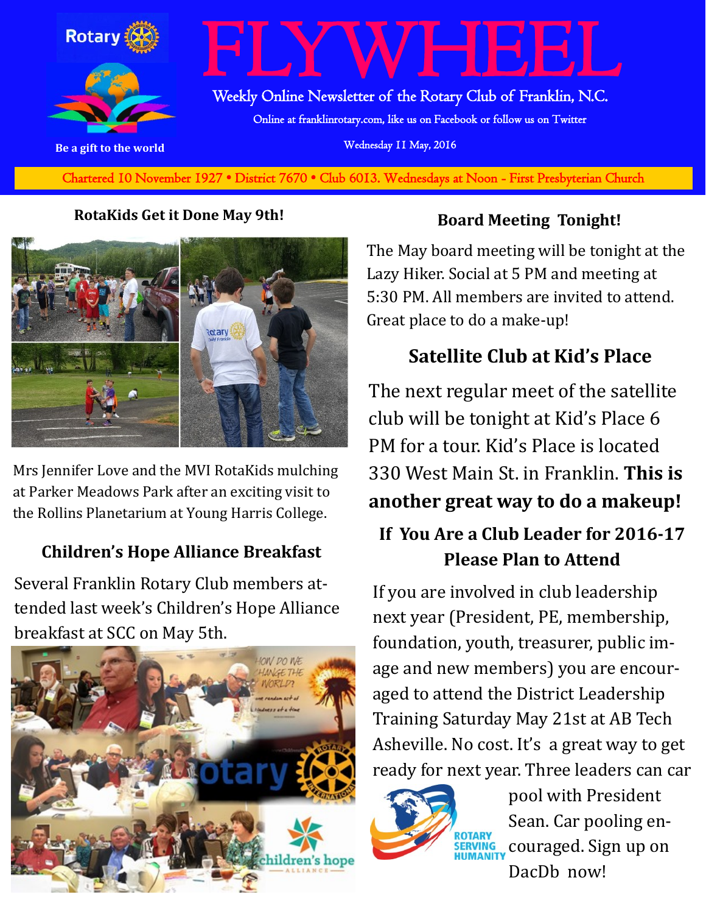# FLYWHEEL

Rotary

Be a gift to the world

Weekly Online Newsletter of the Rotary Club of Franklin, N.C.

Online at franklinrotary.com, like us on Facebook or follow us on Twitter

Wednesday 11 May, 2016

Chartered 10 November 1927 • District 7670 • Club 6013. Wednesdays at Noon - First Presbyterian Church

## RotaKids Get it Done May 9th!

Mrs Jennifer Love and the MVI RotaKids mulching at Parker Meadows Park after an exciting visit to the Rollins Planetarium at Young Harris College.

## Children's Hope Alliance Breakfast

Several Franklin Rotary Club members attended last week's Children's Hope Alliance breakfast at SCC on May 5th.

## Board Meeting Tonight!

The May board meeting will be tonight at the Lazy Hiker. Social at 5 PM and meeting at 5:30 PM. All members are invited to attend. Great place to do a make-up!

## Satellite Club at Kid's Place

The next regular meet of the satellite club will be tonight at Kid's Place 6 PM for a tour. Kid's Place is located 330 West Main St. in Franklin. **This is another great way to do a makeup!**

## If You Are a Club Leader for 2016-17 Please Plan to Attend

If you are involved in club leadership next year (President, PE, membership, foundation, youth, treasurer, public image and new members) you are encouraged to attend the District Leadership Training Saturday May 21st at AB Tech Asheville. No cost. It's a great way to get ready for next year. Three leaders can car pool with President Sean. Car pooling encouraged. Sign up on DacDb now!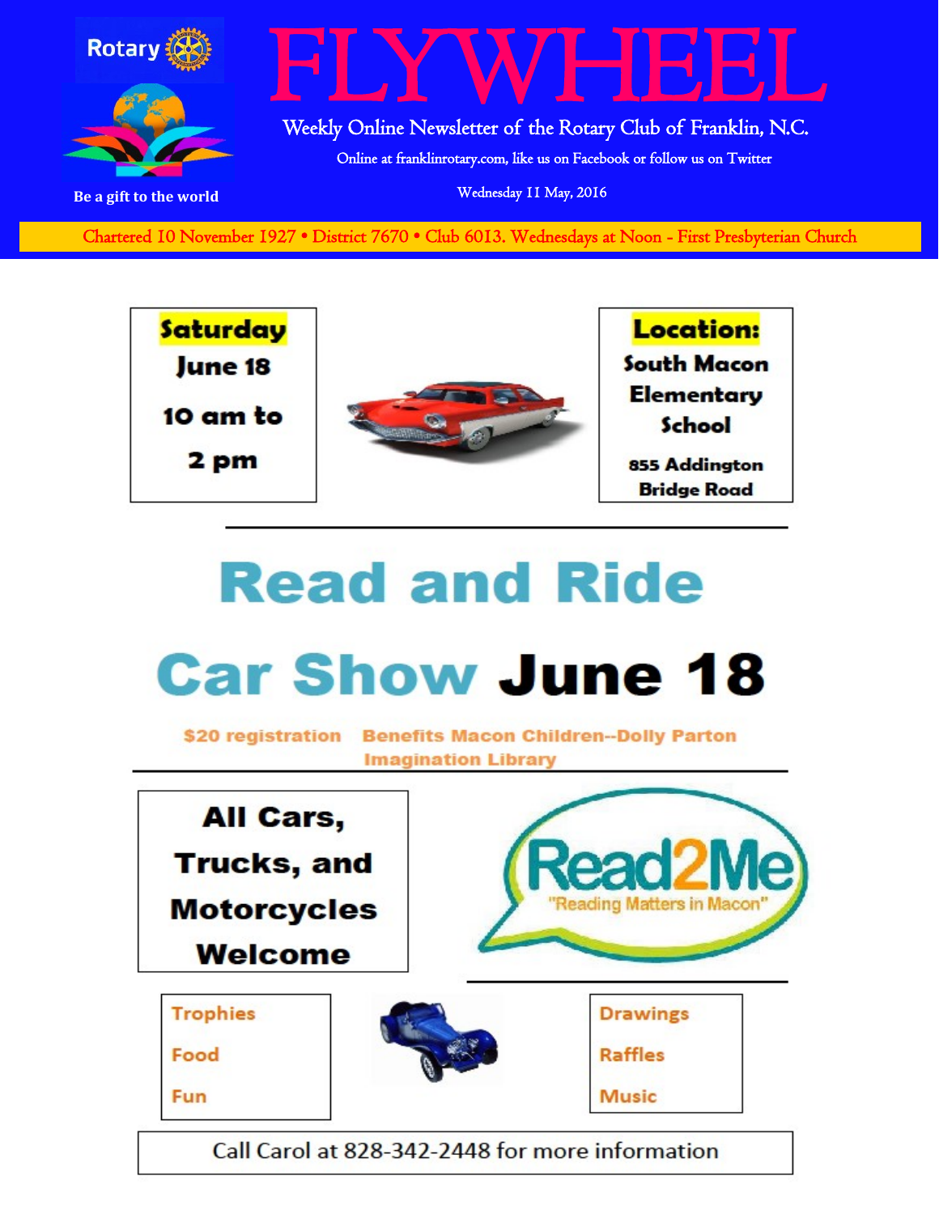# FLYWHEEL

Weekly Online Newsletter of the Rotary Club of Franklin, N.C.

Online at franklinrotary.com, like us on Facebook or follow us on Twitter

Wednesday 11 May, 2016

Chartered 10 November 1927 • District 7670 • Club 6013. Wednesdays at Noon - First Presbyterian Church

Rotary

Be a gift to the world

**Saturday**
**June 18**
**10 am to**
**2 pm**

**Location:**
**South Macon Elementary School**
**855 Addington Bridge Road**

---

# Read and Ride

# Car Show June 18

$20 registration    Benefits Macon Children--Dolly Parton Imagination Library

---

**All Cars, Trucks, and Motorcycles Welcome**

Read2Me
"Reading Matters in Macon"

Trophies
Food
Fun

Drawings
Raffles
Music

Call Carol at 828-342-2448 for more information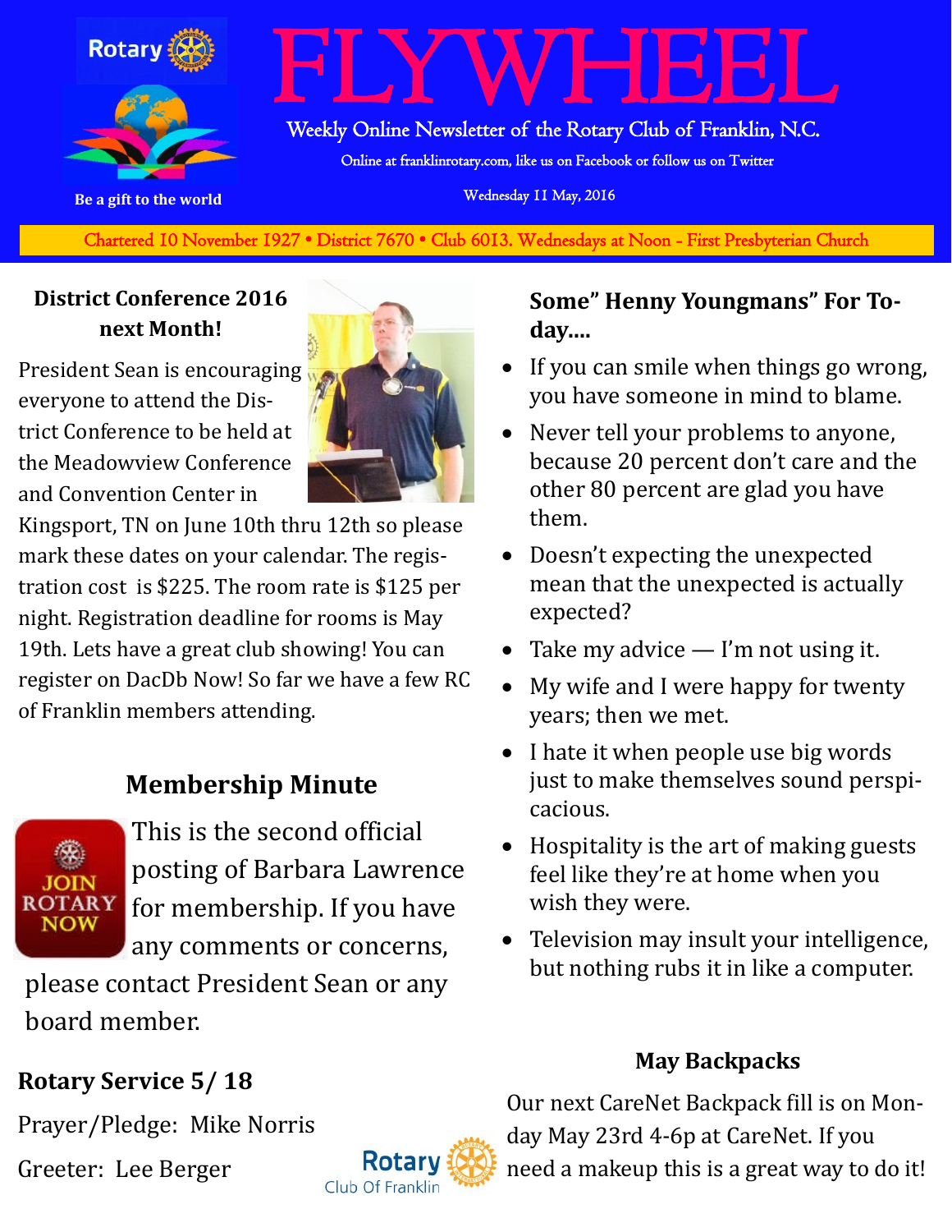# FLYWHEEL

Rotary

Be a gift to the world

Weekly Online Newsletter of the Rotary Club of Franklin, N.C.

Online at franklinrotary.com, like us on Facebook or follow us on Twitter

Wednesday 11 May, 2016

Chartered 10 November 1927 • District 7670 • Club 6013. Wednesdays at Noon - First Presbyterian Church

### District Conference 2016 next Month!

President Sean is encouraging everyone to attend the District Conference to be held at the Meadowview Conference and Convention Center in Kingsport, TN on June 10th thru 12th so please mark these dates on your calendar. The registration cost is $225. The room rate is $125 per night. Registration deadline for rooms is May 19th. Lets have a great club showing! You can register on DacDb Now! So far we have a few RC of Franklin members attending.

### Membership Minute

JOIN ROTARY NOW

This is the second official posting of Barbara Lawrence for membership. If you have any comments or concerns, please contact President Sean or any board member.

### Rotary Service 5/ 18

Prayer/Pledge: Mike Norris

Greeter: Lee Berger

Rotary Club Of Franklin

### Some" Henny Youngmans" For Today....

- If you can smile when things go wrong, you have someone in mind to blame.
- Never tell your problems to anyone, because 20 percent don't care and the other 80 percent are glad you have them.
- Doesn't expecting the unexpected mean that the unexpected is actually expected?
- Take my advice — I'm not using it.
- My wife and I were happy for twenty years; then we met.
- I hate it when people use big words just to make themselves sound perspicacious.
- Hospitality is the art of making guests feel like they're at home when you wish they were.
- Television may insult your intelligence, but nothing rubs it in like a computer.

### May Backpacks

Our next CareNet Backpack fill is on Monday May 23rd 4-6p at CareNet. If you need a makeup this is a great way to do it!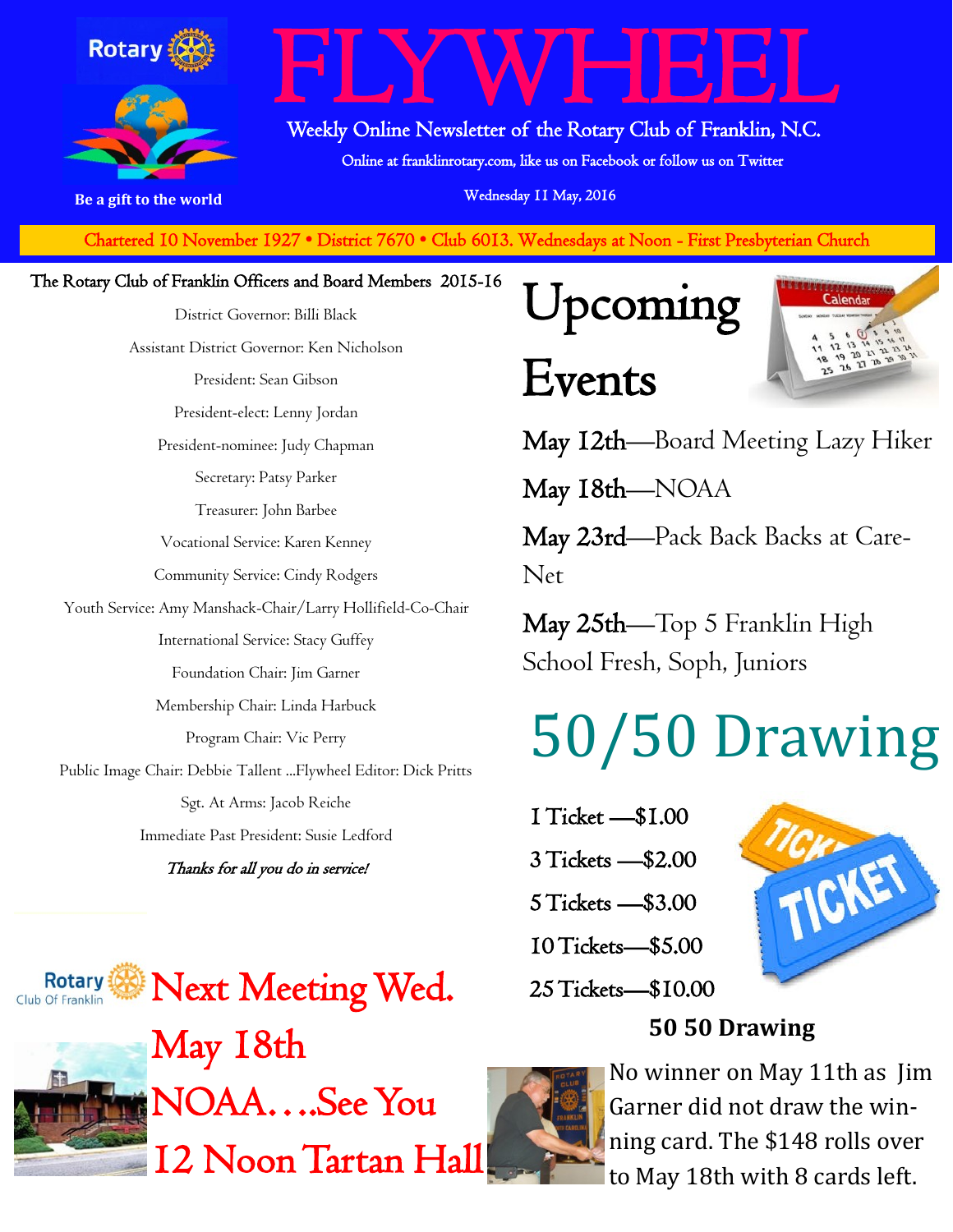# FLYWHEEL

Weekly Online Newsletter of the Rotary Club of Franklin, N.C.

Online at franklinrotary.com, like us on Facebook or follow us on Twitter

Wednesday 11 May, 2016

Be a gift to the world

Chartered 10 November 1927 • District 7670 • Club 6013. Wednesdays at Noon - First Presbyterian Church

### The Rotary Club of Franklin Officers and Board Members 2015-16

District Governor: Billi Black

Assistant District Governor: Ken Nicholson

President: Sean Gibson

President-elect: Lenny Jordan

President-nominee: Judy Chapman

Secretary: Patsy Parker

Treasurer: John Barbee

Vocational Service: Karen Kenney

Community Service: Cindy Rodgers

Youth Service: Amy Manshack-Chair/Larry Hollifield-Co-Chair

International Service: Stacy Guffey

Foundation Chair: Jim Garner

Membership Chair: Linda Harbuck

Program Chair: Vic Perry

Public Image Chair: Debbie Tallent ...Flywheel Editor: Dick Pritts

Sgt. At Arms: Jacob Reiche

Immediate Past President: Susie Ledford

*Thanks for all you do in service!*

## Next Meeting Wed. May 18th NOAA….See You 12 Noon Tartan Hall

## Upcoming Events

**May 12th**—Board Meeting Lazy Hiker

**May 18th**—NOAA

**May 23rd**—Pack Back Backs at Care-Net

**May 25th**—Top 5 Franklin High School Fresh, Soph, Juniors

## 50/50 Drawing

1 Ticket —$1.00

3 Tickets —$2.00

5 Tickets —$3.00

10 Tickets—$5.00

25 Tickets—$10.00

### 50 50 Drawing

No winner on May 11th as Jim Garner did not draw the winning card. The $148 rolls over to May 18th with 8 cards left.